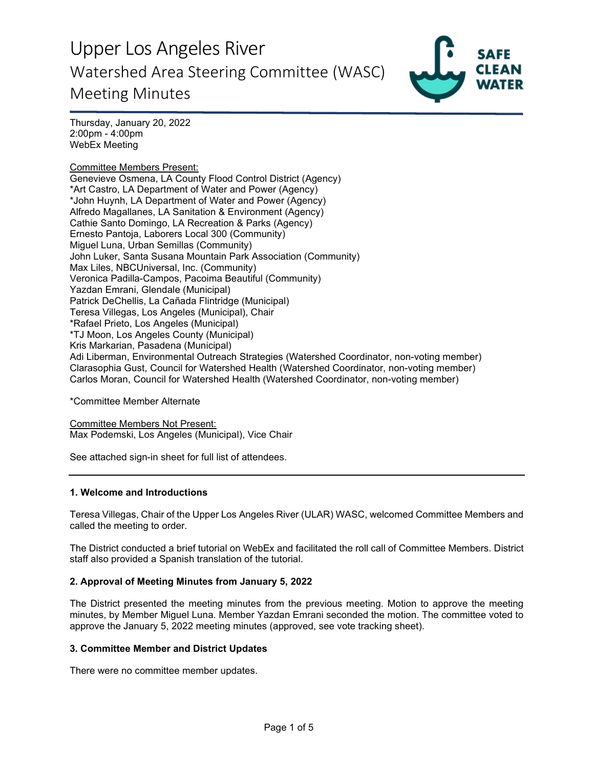# Upper Los Angeles River

## Watershed Area Steering Committee (WASC)

## Meeting Minutes

Thursday, January 20, 2022
2:00pm - 4:00pm
WebEx Meeting

Committee Members Present:
Genevieve Osmena, LA County Flood Control District (Agency)
*Art Castro, LA Department of Water and Power (Agency)
*John Huynh, LA Department of Water and Power (Agency)
Alfredo Magallanes, LA Sanitation & Environment (Agency)
Cathie Santo Domingo, LA Recreation & Parks (Agency)
Ernesto Pantoja, Laborers Local 300 (Community)
Miguel Luna, Urban Semillas (Community)
John Luker, Santa Susana Mountain Park Association (Community)
Max Liles, NBCUniversal, Inc. (Community)
Veronica Padilla-Campos, Pacoima Beautiful (Community)
Yazdan Emrani, Glendale (Municipal)
Patrick DeChellis, La Cañada Flintridge (Municipal)
Teresa Villegas, Los Angeles (Municipal), Chair
*Rafael Prieto, Los Angeles (Municipal)
*TJ Moon, Los Angeles County (Municipal)
Kris Markarian, Pasadena (Municipal)
Adi Liberman, Environmental Outreach Strategies (Watershed Coordinator, non-voting member)
Clarasophia Gust, Council for Watershed Health (Watershed Coordinator, non-voting member)
Carlos Moran, Council for Watershed Health (Watershed Coordinator, non-voting member)

*Committee Member Alternate

Committee Members Not Present:
Max Podemski, Los Angeles (Municipal), Vice Chair

See attached sign-in sheet for full list of attendees.

---

### 1. Welcome and Introductions

Teresa Villegas, Chair of the Upper Los Angeles River (ULAR) WASC, welcomed Committee Members and called the meeting to order.

The District conducted a brief tutorial on WebEx and facilitated the roll call of Committee Members. District staff also provided a Spanish translation of the tutorial.

### 2. Approval of Meeting Minutes from January 5, 2022

The District presented the meeting minutes from the previous meeting. Motion to approve the meeting minutes, by Member Miguel Luna. Member Yazdan Emrani seconded the motion. The committee voted to approve the January 5, 2022 meeting minutes (approved, see vote tracking sheet).

### 3. Committee Member and District Updates

There were no committee member updates.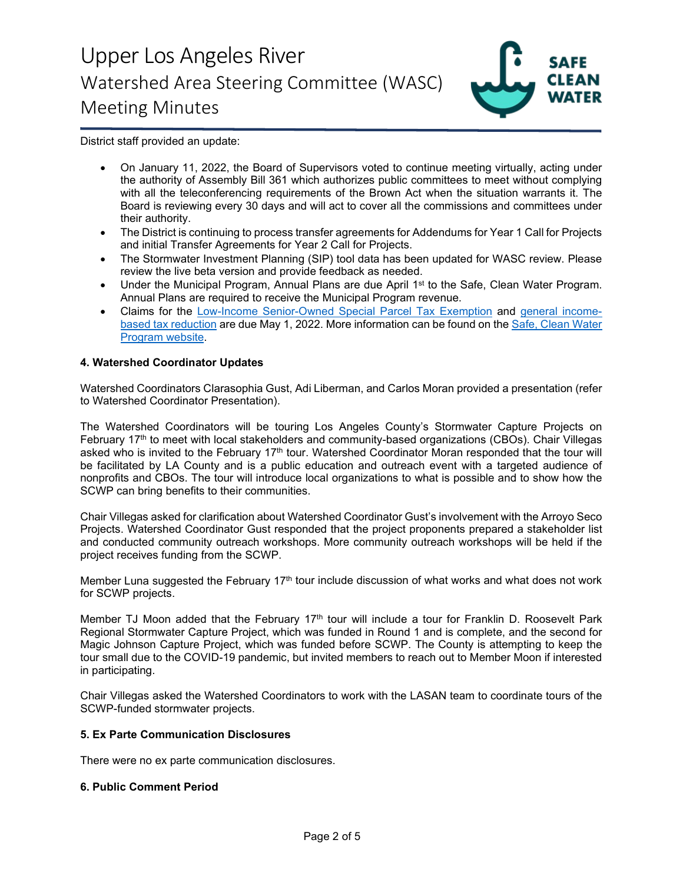District staff provided an update:

- On January 11, 2022, the Board of Supervisors voted to continue meeting virtually, acting under the authority of Assembly Bill 361 which authorizes public committees to meet without complying with all the teleconferencing requirements of the Brown Act when the situation warrants it. The Board is reviewing every 30 days and will act to cover all the commissions and committees under their authority.
- The District is continuing to process transfer agreements for Addendums for Year 1 Call for Projects and initial Transfer Agreements for Year 2 Call for Projects.
- The Stormwater Investment Planning (SIP) tool data has been updated for WASC review. Please review the live beta version and provide feedback as needed.
- Under the Municipal Program, Annual Plans are due April 1st to the Safe, Clean Water Program. Annual Plans are required to receive the Municipal Program revenue.
- Claims for the Low-Income Senior-Owned Special Parcel Tax Exemption and general income-based tax reduction are due May 1, 2022. More information can be found on the Safe, Clean Water Program website.

**4. Watershed Coordinator Updates**

Watershed Coordinators Clarasophia Gust, Adi Liberman, and Carlos Moran provided a presentation (refer to Watershed Coordinator Presentation).

The Watershed Coordinators will be touring Los Angeles County's Stormwater Capture Projects on February 17th to meet with local stakeholders and community-based organizations (CBOs). Chair Villegas asked who is invited to the February 17th tour. Watershed Coordinator Moran responded that the tour will be facilitated by LA County and is a public education and outreach event with a targeted audience of nonprofits and CBOs. The tour will introduce local organizations to what is possible and to show how the SCWP can bring benefits to their communities.

Chair Villegas asked for clarification about Watershed Coordinator Gust's involvement with the Arroyo Seco Projects. Watershed Coordinator Gust responded that the project proponents prepared a stakeholder list and conducted community outreach workshops. More community outreach workshops will be held if the project receives funding from the SCWP.

Member Luna suggested the February 17th tour include discussion of what works and what does not work for SCWP projects.

Member TJ Moon added that the February 17th tour will include a tour for Franklin D. Roosevelt Park Regional Stormwater Capture Project, which was funded in Round 1 and is complete, and the second for Magic Johnson Capture Project, which was funded before SCWP. The County is attempting to keep the tour small due to the COVID-19 pandemic, but invited members to reach out to Member Moon if interested in participating.

Chair Villegas asked the Watershed Coordinators to work with the LASAN team to coordinate tours of the SCWP-funded stormwater projects.

**5. Ex Parte Communication Disclosures**

There were no ex parte communication disclosures.

**6. Public Comment Period**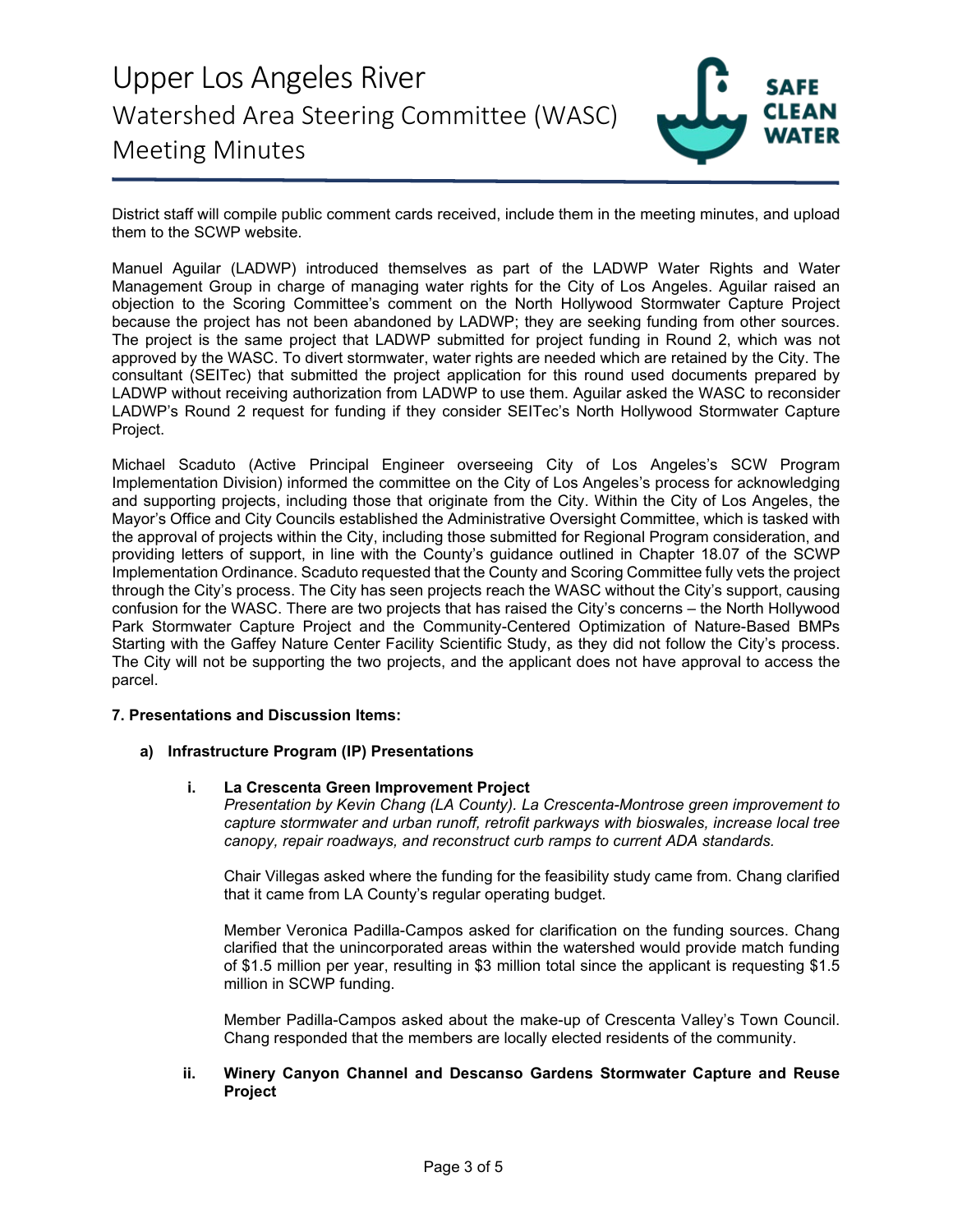District staff will compile public comment cards received, include them in the meeting minutes, and upload them to the SCWP website.

Manuel Aguilar (LADWP) introduced themselves as part of the LADWP Water Rights and Water Management Group in charge of managing water rights for the City of Los Angeles. Aguilar raised an objection to the Scoring Committee's comment on the North Hollywood Stormwater Capture Project because the project has not been abandoned by LADWP; they are seeking funding from other sources. The project is the same project that LADWP submitted for project funding in Round 2, which was not approved by the WASC. To divert stormwater, water rights are needed which are retained by the City. The consultant (SEITec) that submitted the project application for this round used documents prepared by LADWP without receiving authorization from LADWP to use them. Aguilar asked the WASC to reconsider LADWP's Round 2 request for funding if they consider SEITec's North Hollywood Stormwater Capture Project.

Michael Scaduto (Active Principal Engineer overseeing City of Los Angeles's SCW Program Implementation Division) informed the committee on the City of Los Angeles's process for acknowledging and supporting projects, including those that originate from the City. Within the City of Los Angeles, the Mayor's Office and City Councils established the Administrative Oversight Committee, which is tasked with the approval of projects within the City, including those submitted for Regional Program consideration, and providing letters of support, in line with the County's guidance outlined in Chapter 18.07 of the SCWP Implementation Ordinance. Scaduto requested that the County and Scoring Committee fully vets the project through the City's process. The City has seen projects reach the WASC without the City's support, causing confusion for the WASC. There are two projects that has raised the City's concerns – the North Hollywood Park Stormwater Capture Project and the Community-Centered Optimization of Nature-Based BMPs Starting with the Gaffey Nature Center Facility Scientific Study, as they did not follow the City's process. The City will not be supporting the two projects, and the applicant does not have approval to access the parcel.

**7. Presentations and Discussion Items:**

**a) Infrastructure Program (IP) Presentations**

**i. La Crescenta Green Improvement Project**

*Presentation by Kevin Chang (LA County). La Crescenta-Montrose green improvement to capture stormwater and urban runoff, retrofit parkways with bioswales, increase local tree canopy, repair roadways, and reconstruct curb ramps to current ADA standards.*

Chair Villegas asked where the funding for the feasibility study came from. Chang clarified that it came from LA County's regular operating budget.

Member Veronica Padilla-Campos asked for clarification on the funding sources. Chang clarified that the unincorporated areas within the watershed would provide match funding of $1.5 million per year, resulting in $3 million total since the applicant is requesting $1.5 million in SCWP funding.

Member Padilla-Campos asked about the make-up of Crescenta Valley's Town Council. Chang responded that the members are locally elected residents of the community.

**ii. Winery Canyon Channel and Descanso Gardens Stormwater Capture and Reuse Project**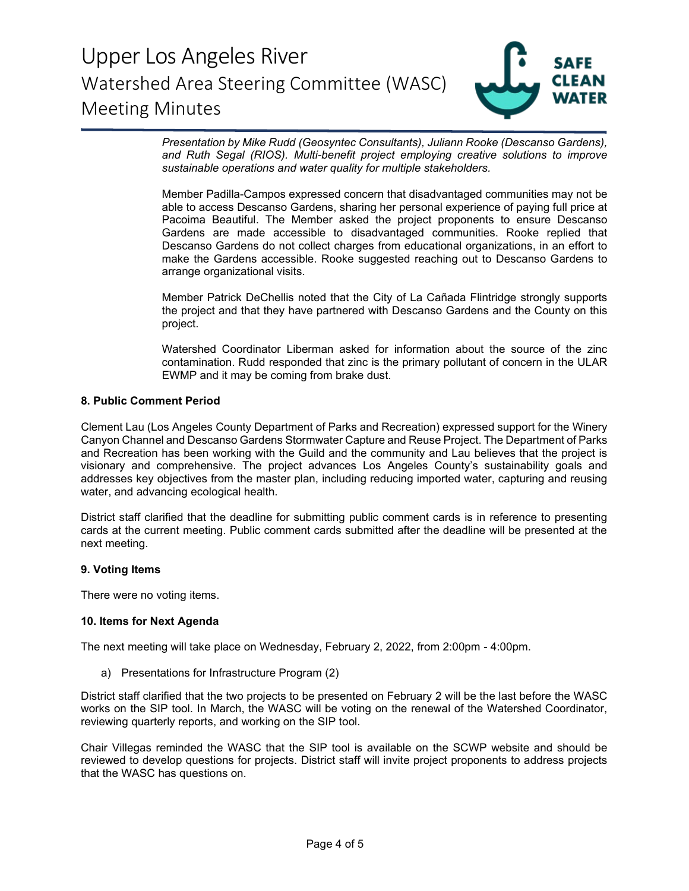*Presentation by Mike Rudd (Geosyntec Consultants), Juliann Rooke (Descanso Gardens), and Ruth Segal (RIOS). Multi-benefit project employing creative solutions to improve sustainable operations and water quality for multiple stakeholders.*

Member Padilla-Campos expressed concern that disadvantaged communities may not be able to access Descanso Gardens, sharing her personal experience of paying full price at Pacoima Beautiful. The Member asked the project proponents to ensure Descanso Gardens are made accessible to disadvantaged communities. Rooke replied that Descanso Gardens do not collect charges from educational organizations, in an effort to make the Gardens accessible. Rooke suggested reaching out to Descanso Gardens to arrange organizational visits.

Member Patrick DeChellis noted that the City of La Cañada Flintridge strongly supports the project and that they have partnered with Descanso Gardens and the County on this project.

Watershed Coordinator Liberman asked for information about the source of the zinc contamination. Rudd responded that zinc is the primary pollutant of concern in the ULAR EWMP and it may be coming from brake dust.

**8. Public Comment Period**

Clement Lau (Los Angeles County Department of Parks and Recreation) expressed support for the Winery Canyon Channel and Descanso Gardens Stormwater Capture and Reuse Project. The Department of Parks and Recreation has been working with the Guild and the community and Lau believes that the project is visionary and comprehensive. The project advances Los Angeles County's sustainability goals and addresses key objectives from the master plan, including reducing imported water, capturing and reusing water, and advancing ecological health.

District staff clarified that the deadline for submitting public comment cards is in reference to presenting cards at the current meeting. Public comment cards submitted after the deadline will be presented at the next meeting.

**9. Voting Items**

There were no voting items.

**10. Items for Next Agenda**

The next meeting will take place on Wednesday, February 2, 2022, from 2:00pm - 4:00pm.

a) Presentations for Infrastructure Program (2)

District staff clarified that the two projects to be presented on February 2 will be the last before the WASC works on the SIP tool. In March, the WASC will be voting on the renewal of the Watershed Coordinator, reviewing quarterly reports, and working on the SIP tool.

Chair Villegas reminded the WASC that the SIP tool is available on the SCWP website and should be reviewed to develop questions for projects. District staff will invite project proponents to address projects that the WASC has questions on.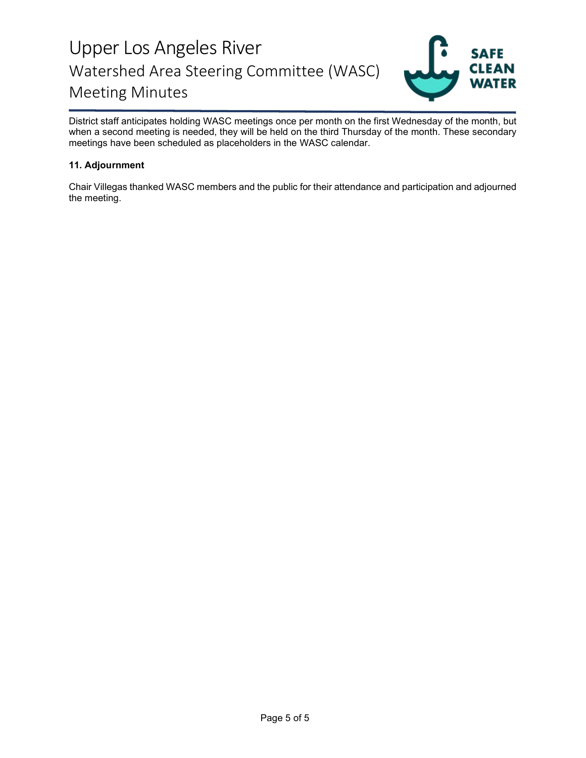District staff anticipates holding WASC meetings once per month on the first Wednesday of the month, but when a second meeting is needed, they will be held on the third Thursday of the month. These secondary meetings have been scheduled as placeholders in the WASC calendar.

**11. Adjournment**

Chair Villegas thanked WASC members and the public for their attendance and participation and adjourned the meeting.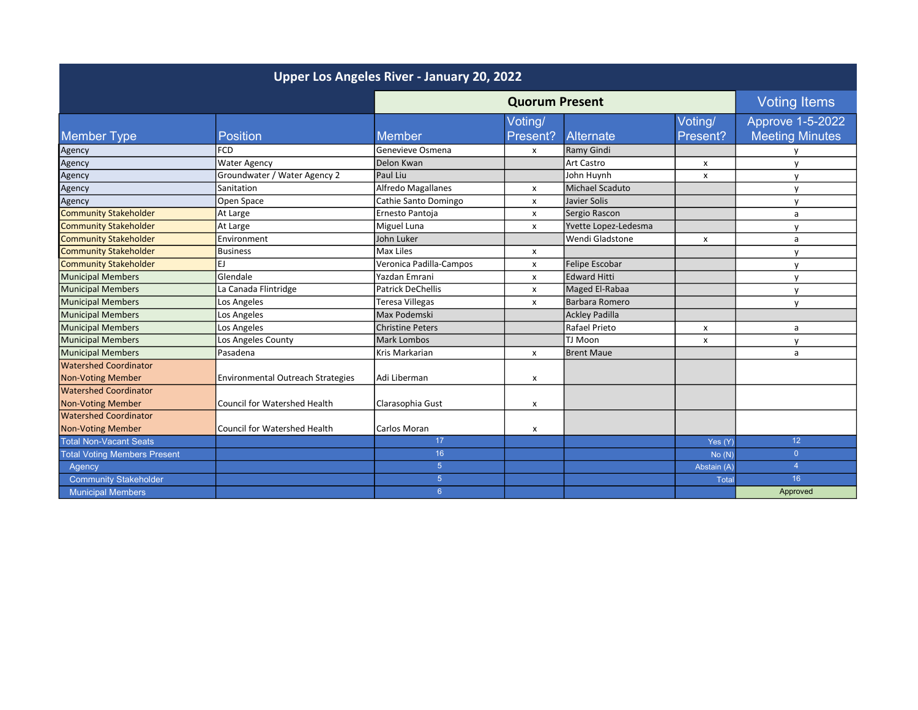## Upper Los Angeles River - January 20, 2022

| Member Type | Position | Member | Voting/ Present? | Alternate | Voting/ Present? | Approve 1-5-2022 Meeting Minutes |
|---|---|---|---|---|---|---|
| | | **Quorum Present** | | | | **Voting Items** |
| Agency | FCD | Genevieve Osmena | x | Ramy Gindi | | y |
| Agency | Water Agency | Delon Kwan | | Art Castro | x | y |
| Agency | Groundwater / Water Agency 2 | Paul Liu | | John Huynh | x | y |
| Agency | Sanitation | Alfredo Magallanes | x | Michael Scaduto | | y |
| Agency | Open Space | Cathie Santo Domingo | x | Javier Solis | | y |
| Community Stakeholder | At Large | Ernesto Pantoja | x | Sergio Rascon | | a |
| Community Stakeholder | At Large | Miguel Luna | x | Yvette Lopez-Ledesma | | y |
| Community Stakeholder | Environment | John Luker | | Wendi Gladstone | x | a |
| Community Stakeholder | Business | Max Liles | x | | | y |
| Community Stakeholder | EJ | Veronica Padilla-Campos | x | Felipe Escobar | | y |
| Municipal Members | Glendale | Yazdan Emrani | x | Edward Hitti | | y |
| Municipal Members | La Canada Flintridge | Patrick DeChellis | x | Maged El-Rabaa | | y |
| Municipal Members | Los Angeles | Teresa Villegas | x | Barbara Romero | | y |
| Municipal Members | Los Angeles | Max Podemski | | Ackley Padilla | | |
| Municipal Members | Los Angeles | Christine Peters | | Rafael Prieto | x | a |
| Municipal Members | Los Angeles County | Mark Lombos | | TJ Moon | x | y |
| Municipal Members | Pasadena | Kris Markarian | x | Brent Maue | | a |
| Watershed Coordinator Non-Voting Member | Environmental Outreach Strategies | Adi Liberman | x | | | |
| Watershed Coordinator Non-Voting Member | Council for Watershed Health | Clarasophia Gust | x | | | |
| Watershed Coordinator Non-Voting Member | Council for Watershed Health | Carlos Moran | x | | | |
| Total Non-Vacant Seats | | 17 | | | Yes (Y) | 12 |
| Total Voting Members Present | | 16 | | | No (N) | 0 |
| Agency | | 5 | | | Abstain (A) | 4 |
| Community Stakeholder | | 5 | | | Total | 16 |
| Municipal Members | | 6 | | | | Approved |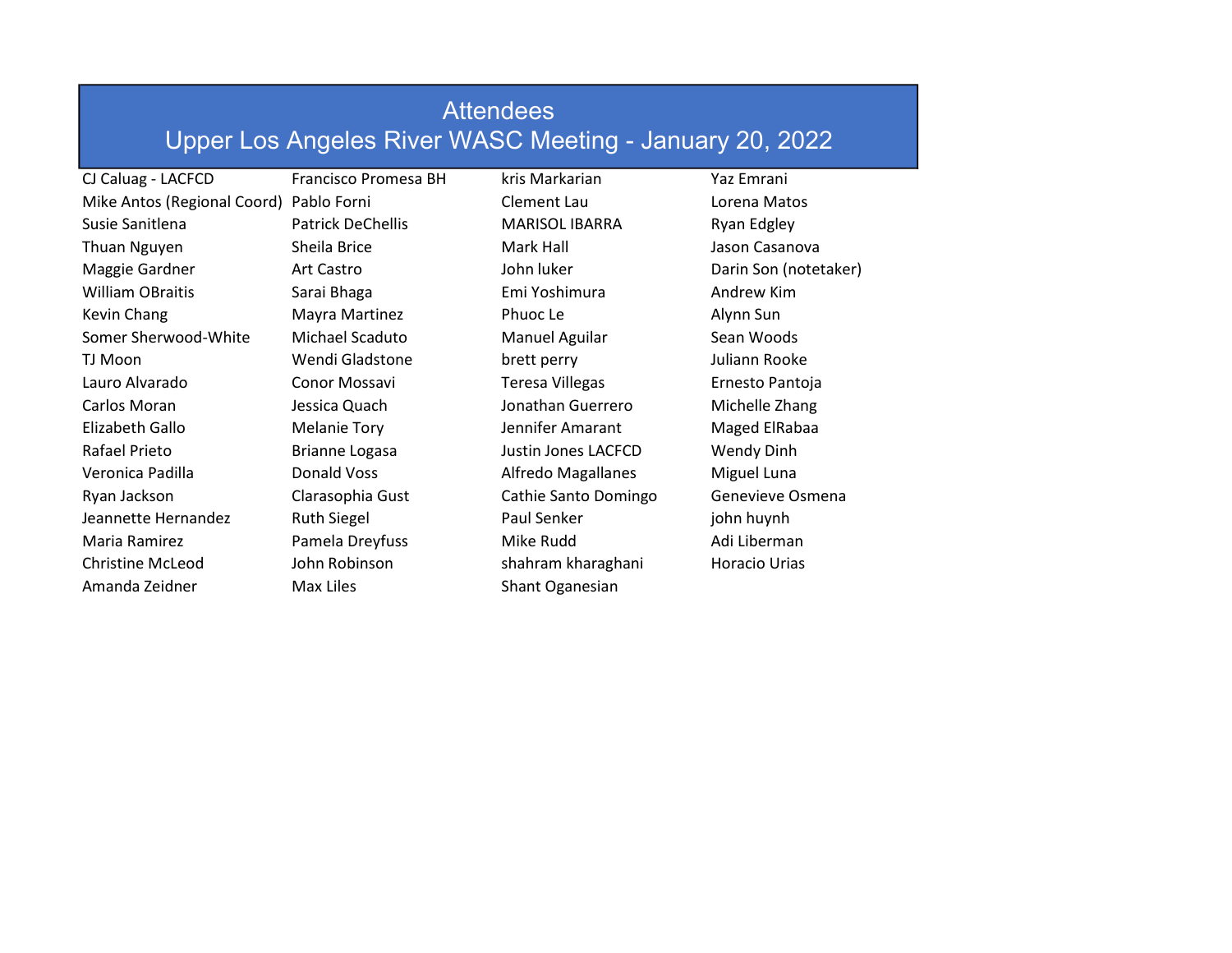# Attendees
## Upper Los Angeles River WASC Meeting - January 20, 2022

| | | | |
|---|---|---|---|
| CJ Caluag - LACFCD | Francisco Promesa BH | kris Markarian | Yaz Emrani |
| Mike Antos (Regional Coord) | Pablo Forni | Clement Lau | Lorena Matos |
| Susie Sanitlena | Patrick DeChellis | MARISOL IBARRA | Ryan Edgley |
| Thuan Nguyen | Sheila Brice | Mark Hall | Jason Casanova |
| Maggie Gardner | Art Castro | John luker | Darin Son (notetaker) |
| William OBraitis | Sarai Bhaga | Emi Yoshimura | Andrew Kim |
| Kevin Chang | Mayra Martinez | Phuoc Le | Alynn Sun |
| Somer Sherwood-White | Michael Scaduto | Manuel Aguilar | Sean Woods |
| TJ Moon | Wendi Gladstone | brett perry | Juliann Rooke |
| Lauro Alvarado | Conor Mossavi | Teresa Villegas | Ernesto Pantoja |
| Carlos Moran | Jessica Quach | Jonathan Guerrero | Michelle Zhang |
| Elizabeth Gallo | Melanie Tory | Jennifer Amarant | Maged ElRabaa |
| Rafael Prieto | Brianne Logasa | Justin Jones LACFCD | Wendy Dinh |
| Veronica Padilla | Donald Voss | Alfredo Magallanes | Miguel Luna |
| Ryan Jackson | Clarasophia Gust | Cathie Santo Domingo | Genevieve Osmena |
| Jeannette Hernandez | Ruth Siegel | Paul Senker | john huynh |
| Maria Ramirez | Pamela Dreyfuss | Mike Rudd | Adi Liberman |
| Christine McLeod | John Robinson | shahram kharaghani | Horacio Urias |
| Amanda Zeidner | Max Liles | Shant Oganesian | |